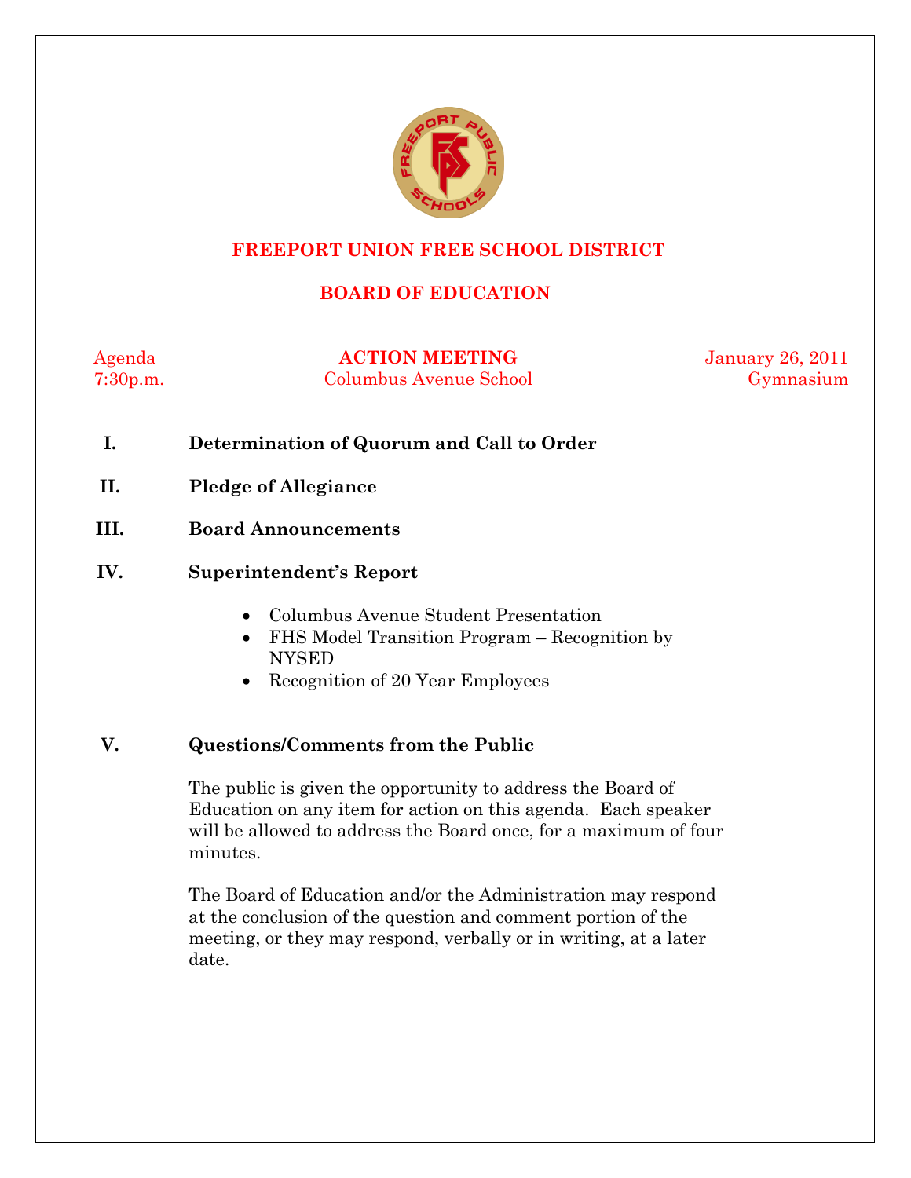# FREEPORT UNION FREE SCHOOL DISTRICT

## BOARD OF EDUCATION

| Agenda | ACTION MEETING | January 26, 2011 |
|---|---|---|
| 7:30p.m. | Columbus Avenue School | Gymnasium |

**I. Determination of Quorum and Call to Order**

**II. Pledge of Allegiance**

**III. Board Announcements**

**IV. Superintendent's Report**

- Columbus Avenue Student Presentation
- FHS Model Transition Program – Recognition by NYSED
- Recognition of 20 Year Employees

**V. Questions/Comments from the Public**

The public is given the opportunity to address the Board of Education on any item for action on this agenda. Each speaker will be allowed to address the Board once, for a maximum of four minutes.

The Board of Education and/or the Administration may respond at the conclusion of the question and comment portion of the meeting, or they may respond, verbally or in writing, at a later date.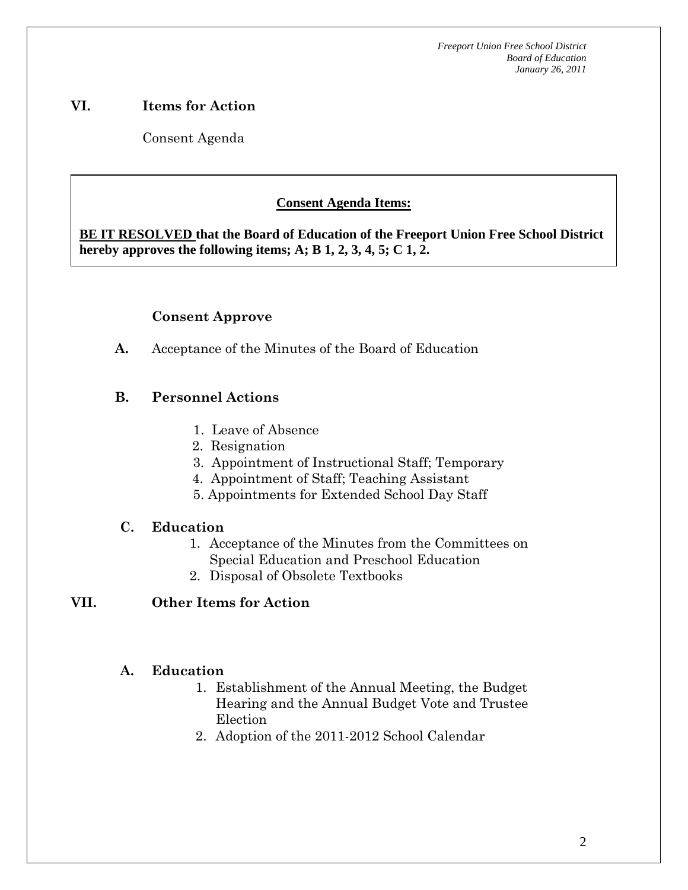## VI. Items for Action

Consent Agenda

**Consent Agenda Items:**

**BE IT RESOLVED that the Board of Education of the Freeport Union Free School District hereby approves the following items; A; B 1, 2, 3, 4, 5; C 1, 2.**

### Consent Approve

**A.** Acceptance of the Minutes of the Board of Education

**B. Personnel Actions**

1. Leave of Absence
2. Resignation
3. Appointment of Instructional Staff; Temporary
4. Appointment of Staff; Teaching Assistant
5. Appointments for Extended School Day Staff

**C. Education**

1. Acceptance of the Minutes from the Committees on Special Education and Preschool Education
2. Disposal of Obsolete Textbooks

## VII. Other Items for Action

**A. Education**

1. Establishment of the Annual Meeting, the Budget Hearing and the Annual Budget Vote and Trustee Election
2. Adoption of the 2011-2012 School Calendar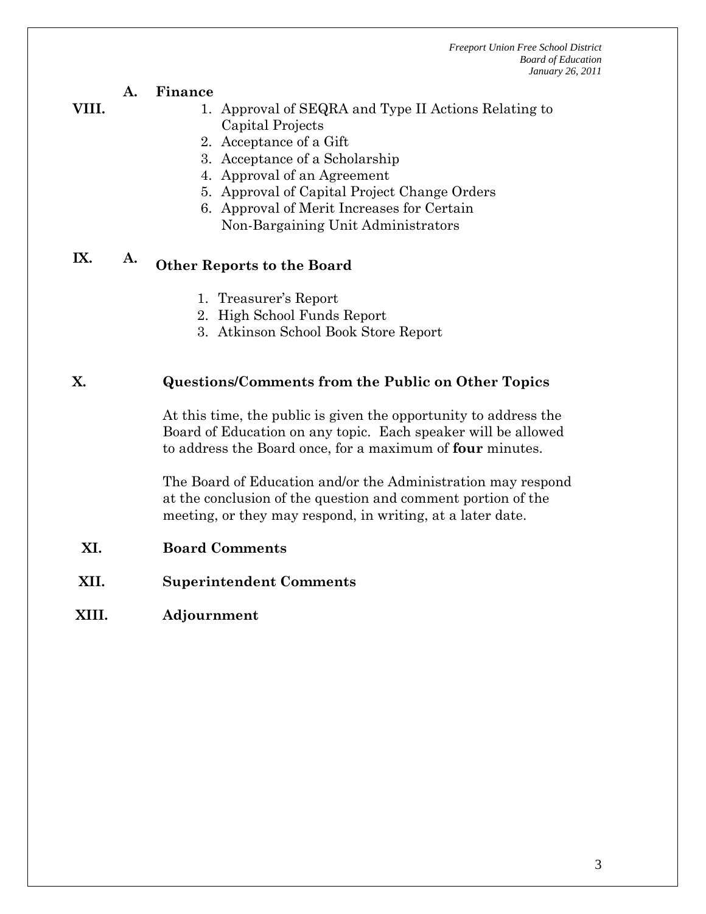**VIII. A. Finance**

1. Approval of SEQRA and Type II Actions Relating to Capital Projects
2. Acceptance of a Gift
3. Acceptance of a Scholarship
4. Approval of an Agreement
5. Approval of Capital Project Change Orders
6. Approval of Merit Increases for Certain Non-Bargaining Unit Administrators

**IX. A. Other Reports to the Board**

1. Treasurer's Report
2. High School Funds Report
3. Atkinson School Book Store Report

**X. Questions/Comments from the Public on Other Topics**

At this time, the public is given the opportunity to address the Board of Education on any topic. Each speaker will be allowed to address the Board once, for a maximum of **four** minutes.

The Board of Education and/or the Administration may respond at the conclusion of the question and comment portion of the meeting, or they may respond, in writing, at a later date.

**XI. Board Comments**

**XII. Superintendent Comments**

**XIII. Adjournment**